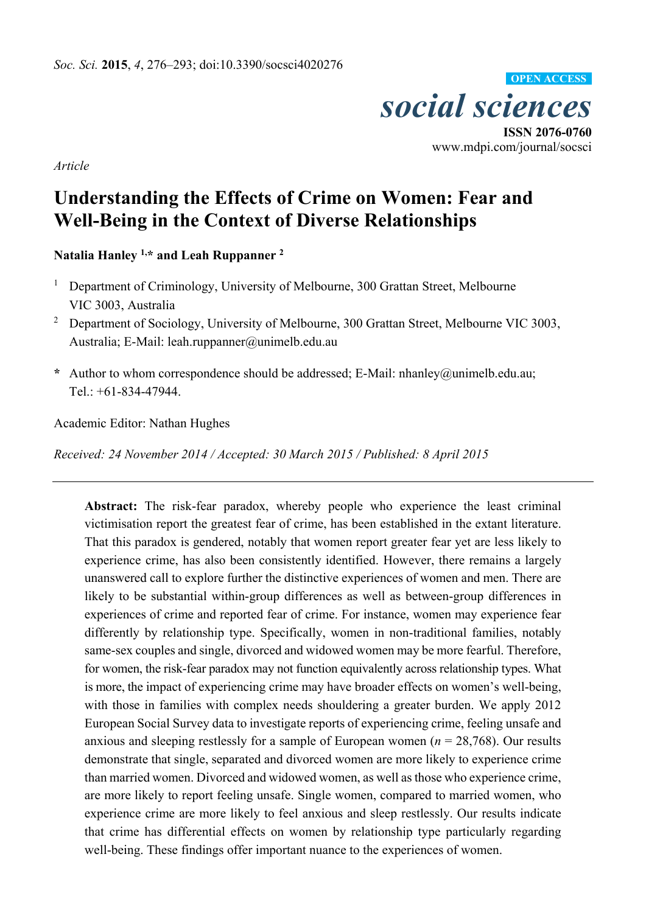*Soc. Sci.* **2015**, *4*, 276–293; doi:10.3390/socsci4020276

OPEN ACCESS

*social sciences*

**ISSN 2076-0760**
www.mdpi.com/journal/socsci

*Article*

# Understanding the Effects of Crime on Women: Fear and Well-Being in the Context of Diverse Relationships

**Natalia Hanley [1,*] and Leah Ruppanner [2]**

[1] Department of Criminology, University of Melbourne, 300 Grattan Street, Melbourne VIC 3003, Australia

[2] Department of Sociology, University of Melbourne, 300 Grattan Street, Melbourne VIC 3003, Australia; E-Mail: leah.ruppanner@unimelb.edu.au

\* Author to whom correspondence should be addressed; E-Mail: nhanley@unimelb.edu.au; Tel.: +61-834-47944.

Academic Editor: Nathan Hughes

*Received: 24 November 2014 / Accepted: 30 March 2015 / Published: 8 April 2015*

---

**Abstract:** The risk-fear paradox, whereby people who experience the least criminal victimisation report the greatest fear of crime, has been established in the extant literature. That this paradox is gendered, notably that women report greater fear yet are less likely to experience crime, has also been consistently identified. However, there remains a largely unanswered call to explore further the distinctive experiences of women and men. There are likely to be substantial within-group differences as well as between-group differences in experiences of crime and reported fear of crime. For instance, women may experience fear differently by relationship type. Specifically, women in non-traditional families, notably same-sex couples and single, divorced and widowed women may be more fearful. Therefore, for women, the risk-fear paradox may not function equivalently across relationship types. What is more, the impact of experiencing crime may have broader effects on women's well-being, with those in families with complex needs shouldering a greater burden. We apply 2012 European Social Survey data to investigate reports of experiencing crime, feeling unsafe and anxious and sleeping restlessly for a sample of European women ($n$ = 28,768). Our results demonstrate that single, separated and divorced women are more likely to experience crime than married women. Divorced and widowed women, as well as those who experience crime, are more likely to report feeling unsafe. Single women, compared to married women, who experience crime are more likely to feel anxious and sleep restlessly. Our results indicate that crime has differential effects on women by relationship type particularly regarding well-being. These findings offer important nuance to the experiences of women.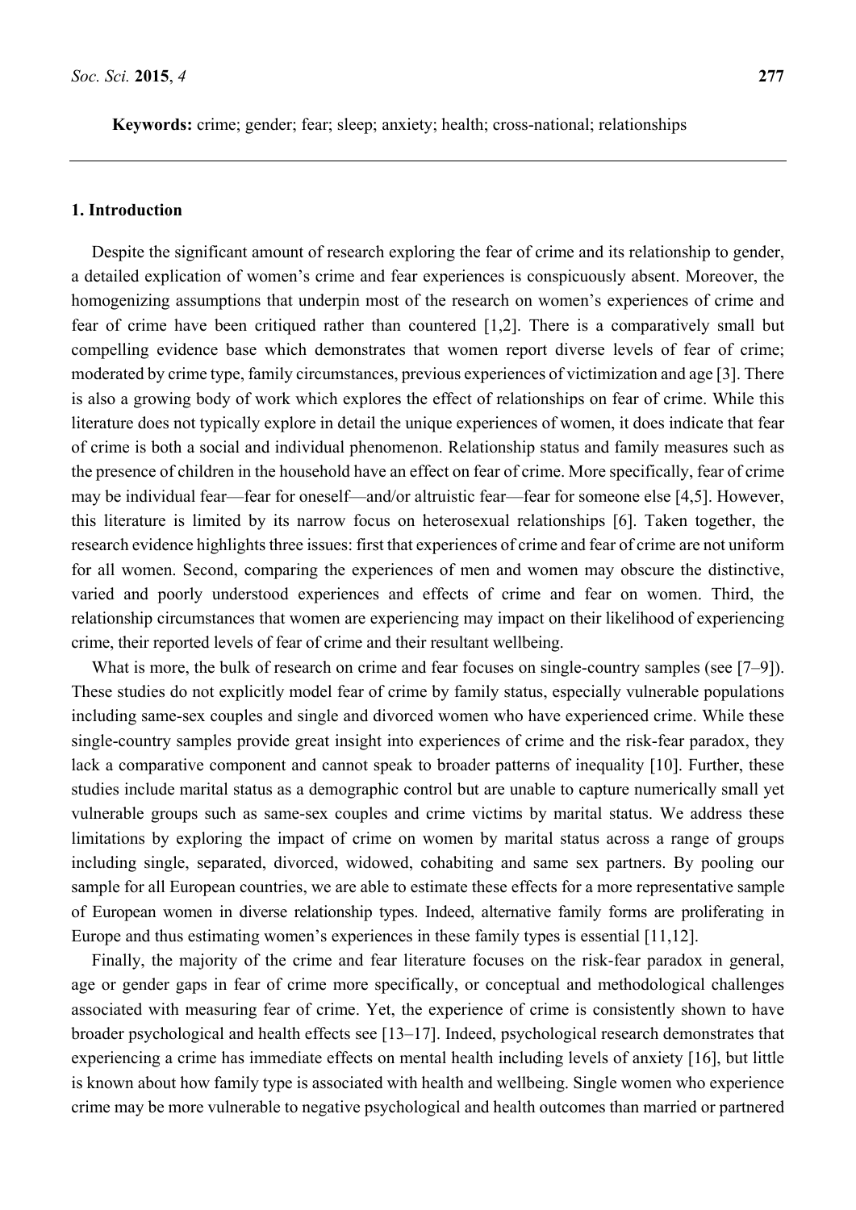**Keywords:** crime; gender; fear; sleep; anxiety; health; cross-national; relationships

## 1. Introduction

Despite the significant amount of research exploring the fear of crime and its relationship to gender, a detailed explication of women's crime and fear experiences is conspicuously absent. Moreover, the homogenizing assumptions that underpin most of the research on women's experiences of crime and fear of crime have been critiqued rather than countered [1,2]. There is a comparatively small but compelling evidence base which demonstrates that women report diverse levels of fear of crime; moderated by crime type, family circumstances, previous experiences of victimization and age [3]. There is also a growing body of work which explores the effect of relationships on fear of crime. While this literature does not typically explore in detail the unique experiences of women, it does indicate that fear of crime is both a social and individual phenomenon. Relationship status and family measures such as the presence of children in the household have an effect on fear of crime. More specifically, fear of crime may be individual fear—fear for oneself—and/or altruistic fear—fear for someone else [4,5]. However, this literature is limited by its narrow focus on heterosexual relationships [6]. Taken together, the research evidence highlights three issues: first that experiences of crime and fear of crime are not uniform for all women. Second, comparing the experiences of men and women may obscure the distinctive, varied and poorly understood experiences and effects of crime and fear on women. Third, the relationship circumstances that women are experiencing may impact on their likelihood of experiencing crime, their reported levels of fear of crime and their resultant wellbeing.

What is more, the bulk of research on crime and fear focuses on single-country samples (see [7–9]). These studies do not explicitly model fear of crime by family status, especially vulnerable populations including same-sex couples and single and divorced women who have experienced crime. While these single-country samples provide great insight into experiences of crime and the risk-fear paradox, they lack a comparative component and cannot speak to broader patterns of inequality [10]. Further, these studies include marital status as a demographic control but are unable to capture numerically small yet vulnerable groups such as same-sex couples and crime victims by marital status. We address these limitations by exploring the impact of crime on women by marital status across a range of groups including single, separated, divorced, widowed, cohabiting and same sex partners. By pooling our sample for all European countries, we are able to estimate these effects for a more representative sample of European women in diverse relationship types. Indeed, alternative family forms are proliferating in Europe and thus estimating women's experiences in these family types is essential [11,12].

Finally, the majority of the crime and fear literature focuses on the risk-fear paradox in general, age or gender gaps in fear of crime more specifically, or conceptual and methodological challenges associated with measuring fear of crime. Yet, the experience of crime is consistently shown to have broader psychological and health effects see [13–17]. Indeed, psychological research demonstrates that experiencing a crime has immediate effects on mental health including levels of anxiety [16], but little is known about how family type is associated with health and wellbeing. Single women who experience crime may be more vulnerable to negative psychological and health outcomes than married or partnered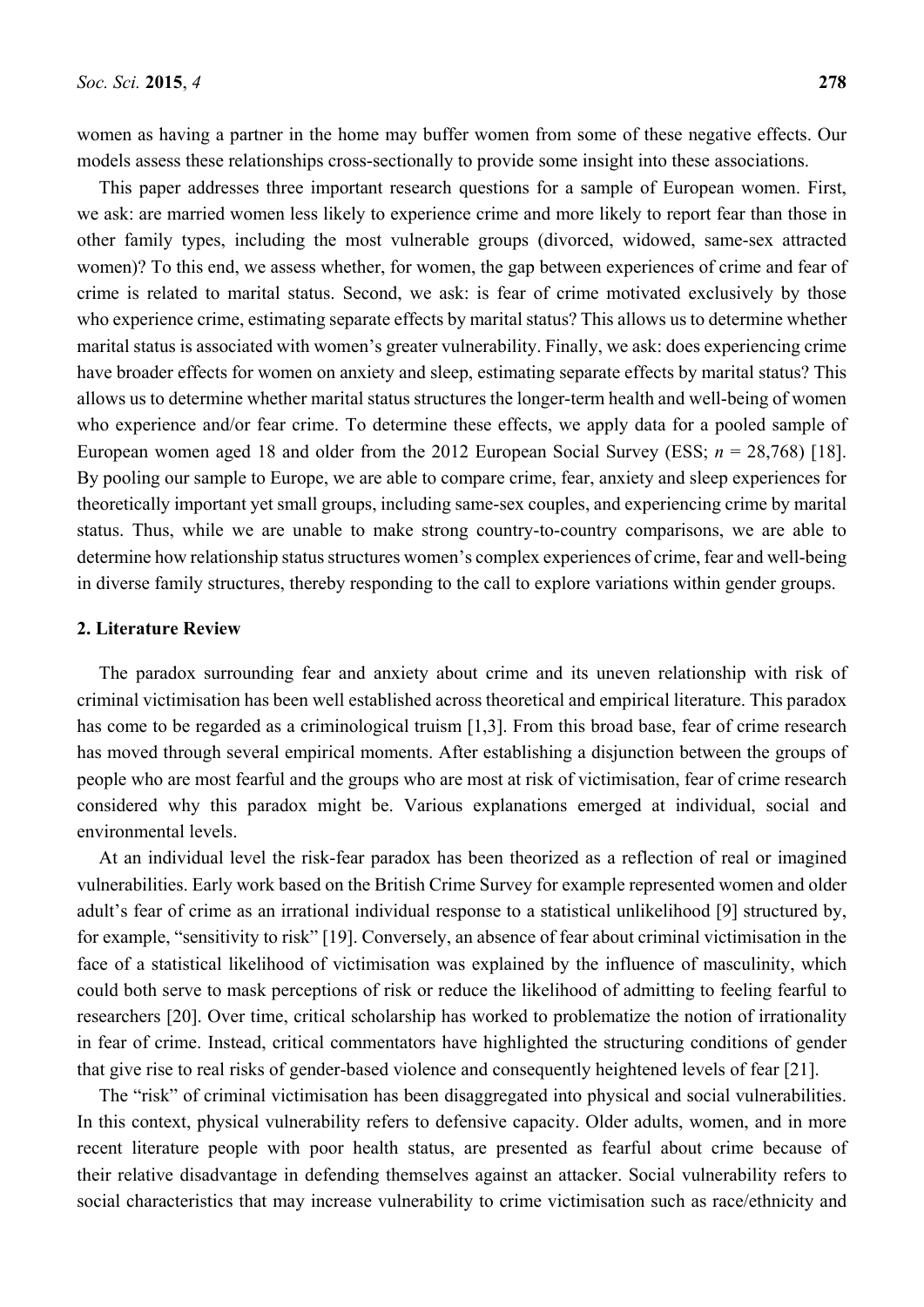women as having a partner in the home may buffer women from some of these negative effects. Our models assess these relationships cross-sectionally to provide some insight into these associations.

This paper addresses three important research questions for a sample of European women. First, we ask: are married women less likely to experience crime and more likely to report fear than those in other family types, including the most vulnerable groups (divorced, widowed, same-sex attracted women)? To this end, we assess whether, for women, the gap between experiences of crime and fear of crime is related to marital status. Second, we ask: is fear of crime motivated exclusively by those who experience crime, estimating separate effects by marital status? This allows us to determine whether marital status is associated with women's greater vulnerability. Finally, we ask: does experiencing crime have broader effects for women on anxiety and sleep, estimating separate effects by marital status? This allows us to determine whether marital status structures the longer-term health and well-being of women who experience and/or fear crime. To determine these effects, we apply data for a pooled sample of European women aged 18 and older from the 2012 European Social Survey (ESS; *n* = 28,768) [18]. By pooling our sample to Europe, we are able to compare crime, fear, anxiety and sleep experiences for theoretically important yet small groups, including same-sex couples, and experiencing crime by marital status. Thus, while we are unable to make strong country-to-country comparisons, we are able to determine how relationship status structures women's complex experiences of crime, fear and well-being in diverse family structures, thereby responding to the call to explore variations within gender groups.

## 2. Literature Review

The paradox surrounding fear and anxiety about crime and its uneven relationship with risk of criminal victimisation has been well established across theoretical and empirical literature. This paradox has come to be regarded as a criminological truism [1,3]. From this broad base, fear of crime research has moved through several empirical moments. After establishing a disjunction between the groups of people who are most fearful and the groups who are most at risk of victimisation, fear of crime research considered why this paradox might be. Various explanations emerged at individual, social and environmental levels.

At an individual level the risk-fear paradox has been theorized as a reflection of real or imagined vulnerabilities. Early work based on the British Crime Survey for example represented women and older adult's fear of crime as an irrational individual response to a statistical unlikelihood [9] structured by, for example, "sensitivity to risk" [19]. Conversely, an absence of fear about criminal victimisation in the face of a statistical likelihood of victimisation was explained by the influence of masculinity, which could both serve to mask perceptions of risk or reduce the likelihood of admitting to feeling fearful to researchers [20]. Over time, critical scholarship has worked to problematize the notion of irrationality in fear of crime. Instead, critical commentators have highlighted the structuring conditions of gender that give rise to real risks of gender-based violence and consequently heightened levels of fear [21].

The "risk" of criminal victimisation has been disaggregated into physical and social vulnerabilities. In this context, physical vulnerability refers to defensive capacity. Older adults, women, and in more recent literature people with poor health status, are presented as fearful about crime because of their relative disadvantage in defending themselves against an attacker. Social vulnerability refers to social characteristics that may increase vulnerability to crime victimisation such as race/ethnicity and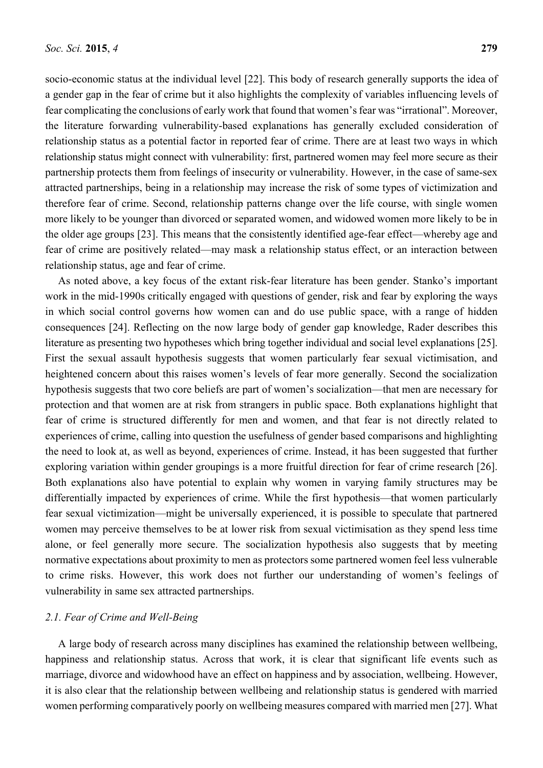socio-economic status at the individual level [22]. This body of research generally supports the idea of a gender gap in the fear of crime but it also highlights the complexity of variables influencing levels of fear complicating the conclusions of early work that found that women's fear was "irrational". Moreover, the literature forwarding vulnerability-based explanations has generally excluded consideration of relationship status as a potential factor in reported fear of crime. There are at least two ways in which relationship status might connect with vulnerability: first, partnered women may feel more secure as their partnership protects them from feelings of insecurity or vulnerability. However, in the case of same-sex attracted partnerships, being in a relationship may increase the risk of some types of victimization and therefore fear of crime. Second, relationship patterns change over the life course, with single women more likely to be younger than divorced or separated women, and widowed women more likely to be in the older age groups [23]. This means that the consistently identified age-fear effect—whereby age and fear of crime are positively related—may mask a relationship status effect, or an interaction between relationship status, age and fear of crime.

As noted above, a key focus of the extant risk-fear literature has been gender. Stanko's important work in the mid-1990s critically engaged with questions of gender, risk and fear by exploring the ways in which social control governs how women can and do use public space, with a range of hidden consequences [24]. Reflecting on the now large body of gender gap knowledge, Rader describes this literature as presenting two hypotheses which bring together individual and social level explanations [25]. First the sexual assault hypothesis suggests that women particularly fear sexual victimisation, and heightened concern about this raises women's levels of fear more generally. Second the socialization hypothesis suggests that two core beliefs are part of women's socialization—that men are necessary for protection and that women are at risk from strangers in public space. Both explanations highlight that fear of crime is structured differently for men and women, and that fear is not directly related to experiences of crime, calling into question the usefulness of gender based comparisons and highlighting the need to look at, as well as beyond, experiences of crime. Instead, it has been suggested that further exploring variation within gender groupings is a more fruitful direction for fear of crime research [26]. Both explanations also have potential to explain why women in varying family structures may be differentially impacted by experiences of crime. While the first hypothesis—that women particularly fear sexual victimization—might be universally experienced, it is possible to speculate that partnered women may perceive themselves to be at lower risk from sexual victimisation as they spend less time alone, or feel generally more secure. The socialization hypothesis also suggests that by meeting normative expectations about proximity to men as protectors some partnered women feel less vulnerable to crime risks. However, this work does not further our understanding of women's feelings of vulnerability in same sex attracted partnerships.

### *2.1. Fear of Crime and Well-Being*

A large body of research across many disciplines has examined the relationship between wellbeing, happiness and relationship status. Across that work, it is clear that significant life events such as marriage, divorce and widowhood have an effect on happiness and by association, wellbeing. However, it is also clear that the relationship between wellbeing and relationship status is gendered with married women performing comparatively poorly on wellbeing measures compared with married men [27]. What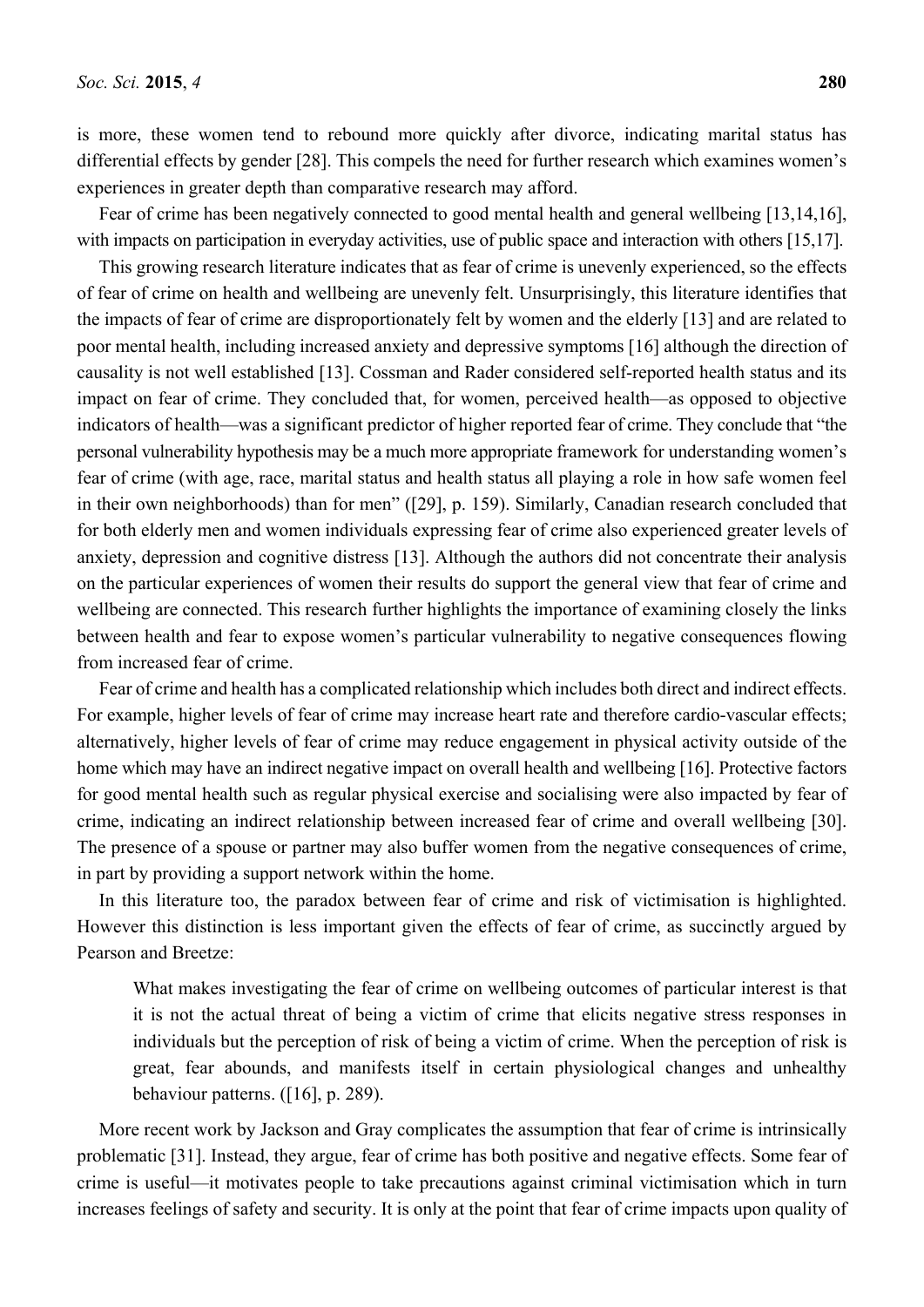is more, these women tend to rebound more quickly after divorce, indicating marital status has differential effects by gender [28]. This compels the need for further research which examines women's experiences in greater depth than comparative research may afford.

Fear of crime has been negatively connected to good mental health and general wellbeing [13,14,16], with impacts on participation in everyday activities, use of public space and interaction with others [15,17].

This growing research literature indicates that as fear of crime is unevenly experienced, so the effects of fear of crime on health and wellbeing are unevenly felt. Unsurprisingly, this literature identifies that the impacts of fear of crime are disproportionately felt by women and the elderly [13] and are related to poor mental health, including increased anxiety and depressive symptoms [16] although the direction of causality is not well established [13]. Cossman and Rader considered self-reported health status and its impact on fear of crime. They concluded that, for women, perceived health—as opposed to objective indicators of health—was a significant predictor of higher reported fear of crime. They conclude that "the personal vulnerability hypothesis may be a much more appropriate framework for understanding women's fear of crime (with age, race, marital status and health status all playing a role in how safe women feel in their own neighborhoods) than for men" ([29], p. 159). Similarly, Canadian research concluded that for both elderly men and women individuals expressing fear of crime also experienced greater levels of anxiety, depression and cognitive distress [13]. Although the authors did not concentrate their analysis on the particular experiences of women their results do support the general view that fear of crime and wellbeing are connected. This research further highlights the importance of examining closely the links between health and fear to expose women's particular vulnerability to negative consequences flowing from increased fear of crime.

Fear of crime and health has a complicated relationship which includes both direct and indirect effects. For example, higher levels of fear of crime may increase heart rate and therefore cardio-vascular effects; alternatively, higher levels of fear of crime may reduce engagement in physical activity outside of the home which may have an indirect negative impact on overall health and wellbeing [16]. Protective factors for good mental health such as regular physical exercise and socialising were also impacted by fear of crime, indicating an indirect relationship between increased fear of crime and overall wellbeing [30]. The presence of a spouse or partner may also buffer women from the negative consequences of crime, in part by providing a support network within the home.

In this literature too, the paradox between fear of crime and risk of victimisation is highlighted. However this distinction is less important given the effects of fear of crime, as succinctly argued by Pearson and Breetze:

> What makes investigating the fear of crime on wellbeing outcomes of particular interest is that it is not the actual threat of being a victim of crime that elicits negative stress responses in individuals but the perception of risk of being a victim of crime. When the perception of risk is great, fear abounds, and manifests itself in certain physiological changes and unhealthy behaviour patterns. ([16], p. 289).

More recent work by Jackson and Gray complicates the assumption that fear of crime is intrinsically problematic [31]. Instead, they argue, fear of crime has both positive and negative effects. Some fear of crime is useful—it motivates people to take precautions against criminal victimisation which in turn increases feelings of safety and security. It is only at the point that fear of crime impacts upon quality of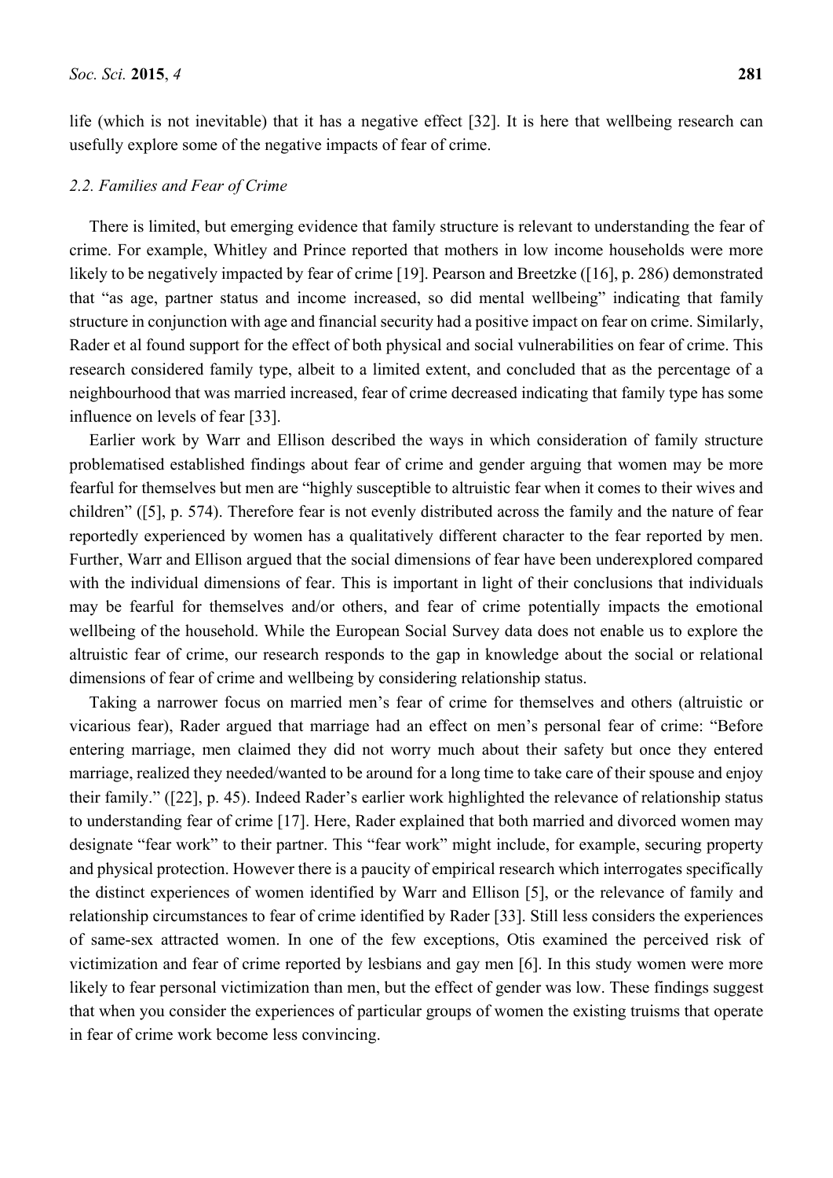life (which is not inevitable) that it has a negative effect [32]. It is here that wellbeing research can usefully explore some of the negative impacts of fear of crime.

### *2.2. Families and Fear of Crime*

There is limited, but emerging evidence that family structure is relevant to understanding the fear of crime. For example, Whitley and Prince reported that mothers in low income households were more likely to be negatively impacted by fear of crime [19]. Pearson and Breetzke ([16], p. 286) demonstrated that "as age, partner status and income increased, so did mental wellbeing" indicating that family structure in conjunction with age and financial security had a positive impact on fear on crime. Similarly, Rader et al found support for the effect of both physical and social vulnerabilities on fear of crime. This research considered family type, albeit to a limited extent, and concluded that as the percentage of a neighbourhood that was married increased, fear of crime decreased indicating that family type has some influence on levels of fear [33].

Earlier work by Warr and Ellison described the ways in which consideration of family structure problematised established findings about fear of crime and gender arguing that women may be more fearful for themselves but men are "highly susceptible to altruistic fear when it comes to their wives and children" ([5], p. 574). Therefore fear is not evenly distributed across the family and the nature of fear reportedly experienced by women has a qualitatively different character to the fear reported by men. Further, Warr and Ellison argued that the social dimensions of fear have been underexplored compared with the individual dimensions of fear. This is important in light of their conclusions that individuals may be fearful for themselves and/or others, and fear of crime potentially impacts the emotional wellbeing of the household. While the European Social Survey data does not enable us to explore the altruistic fear of crime, our research responds to the gap in knowledge about the social or relational dimensions of fear of crime and wellbeing by considering relationship status.

Taking a narrower focus on married men's fear of crime for themselves and others (altruistic or vicarious fear), Rader argued that marriage had an effect on men's personal fear of crime: "Before entering marriage, men claimed they did not worry much about their safety but once they entered marriage, realized they needed/wanted to be around for a long time to take care of their spouse and enjoy their family." ([22], p. 45). Indeed Rader's earlier work highlighted the relevance of relationship status to understanding fear of crime [17]. Here, Rader explained that both married and divorced women may designate "fear work" to their partner. This "fear work" might include, for example, securing property and physical protection. However there is a paucity of empirical research which interrogates specifically the distinct experiences of women identified by Warr and Ellison [5], or the relevance of family and relationship circumstances to fear of crime identified by Rader [33]. Still less considers the experiences of same-sex attracted women. In one of the few exceptions, Otis examined the perceived risk of victimization and fear of crime reported by lesbians and gay men [6]. In this study women were more likely to fear personal victimization than men, but the effect of gender was low. These findings suggest that when you consider the experiences of particular groups of women the existing truisms that operate in fear of crime work become less convincing.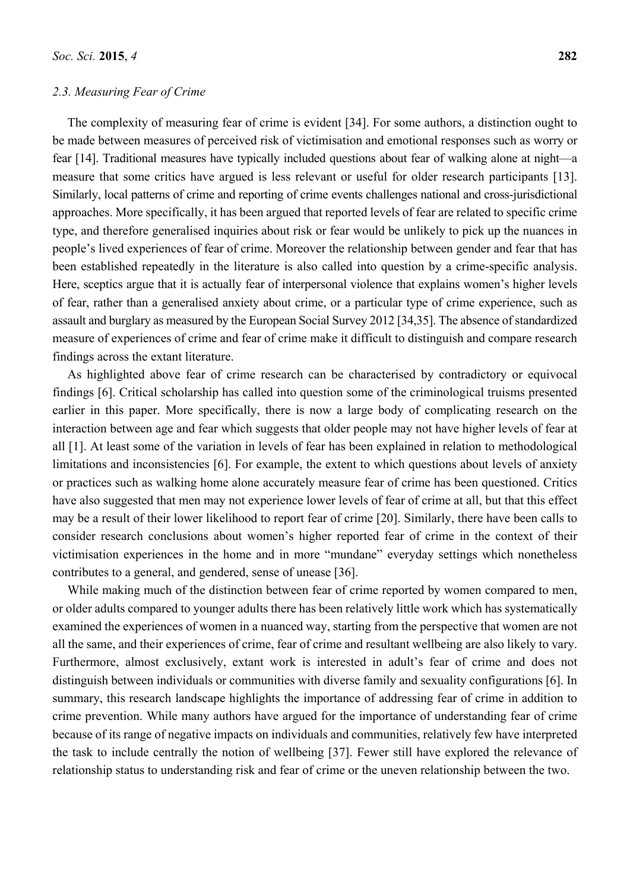### 2.3. Measuring Fear of Crime

The complexity of measuring fear of crime is evident [34]. For some authors, a distinction ought to be made between measures of perceived risk of victimisation and emotional responses such as worry or fear [14]. Traditional measures have typically included questions about fear of walking alone at night—a measure that some critics have argued is less relevant or useful for older research participants [13]. Similarly, local patterns of crime and reporting of crime events challenges national and cross-jurisdictional approaches. More specifically, it has been argued that reported levels of fear are related to specific crime type, and therefore generalised inquiries about risk or fear would be unlikely to pick up the nuances in people's lived experiences of fear of crime. Moreover the relationship between gender and fear that has been established repeatedly in the literature is also called into question by a crime-specific analysis. Here, sceptics argue that it is actually fear of interpersonal violence that explains women's higher levels of fear, rather than a generalised anxiety about crime, or a particular type of crime experience, such as assault and burglary as measured by the European Social Survey 2012 [34,35]. The absence of standardized measure of experiences of crime and fear of crime make it difficult to distinguish and compare research findings across the extant literature.

As highlighted above fear of crime research can be characterised by contradictory or equivocal findings [6]. Critical scholarship has called into question some of the criminological truisms presented earlier in this paper. More specifically, there is now a large body of complicating research on the interaction between age and fear which suggests that older people may not have higher levels of fear at all [1]. At least some of the variation in levels of fear has been explained in relation to methodological limitations and inconsistencies [6]. For example, the extent to which questions about levels of anxiety or practices such as walking home alone accurately measure fear of crime has been questioned. Critics have also suggested that men may not experience lower levels of fear of crime at all, but that this effect may be a result of their lower likelihood to report fear of crime [20]. Similarly, there have been calls to consider research conclusions about women's higher reported fear of crime in the context of their victimisation experiences in the home and in more "mundane" everyday settings which nonetheless contributes to a general, and gendered, sense of unease [36].

While making much of the distinction between fear of crime reported by women compared to men, or older adults compared to younger adults there has been relatively little work which has systematically examined the experiences of women in a nuanced way, starting from the perspective that women are not all the same, and their experiences of crime, fear of crime and resultant wellbeing are also likely to vary. Furthermore, almost exclusively, extant work is interested in adult's fear of crime and does not distinguish between individuals or communities with diverse family and sexuality configurations [6]. In summary, this research landscape highlights the importance of addressing fear of crime in addition to crime prevention. While many authors have argued for the importance of understanding fear of crime because of its range of negative impacts on individuals and communities, relatively few have interpreted the task to include centrally the notion of wellbeing [37]. Fewer still have explored the relevance of relationship status to understanding risk and fear of crime or the uneven relationship between the two.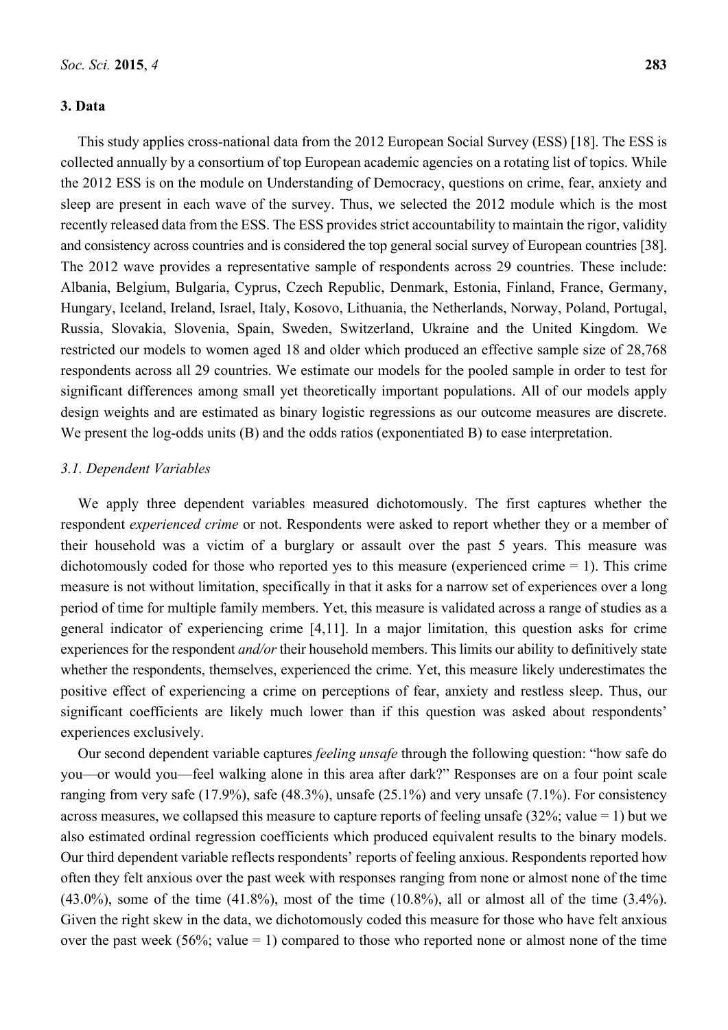## 3. Data

This study applies cross-national data from the 2012 European Social Survey (ESS) [18]. The ESS is collected annually by a consortium of top European academic agencies on a rotating list of topics. While the 2012 ESS is on the module on Understanding of Democracy, questions on crime, fear, anxiety and sleep are present in each wave of the survey. Thus, we selected the 2012 module which is the most recently released data from the ESS. The ESS provides strict accountability to maintain the rigor, validity and consistency across countries and is considered the top general social survey of European countries [38]. The 2012 wave provides a representative sample of respondents across 29 countries. These include: Albania, Belgium, Bulgaria, Cyprus, Czech Republic, Denmark, Estonia, Finland, France, Germany, Hungary, Iceland, Ireland, Israel, Italy, Kosovo, Lithuania, the Netherlands, Norway, Poland, Portugal, Russia, Slovakia, Slovenia, Spain, Sweden, Switzerland, Ukraine and the United Kingdom. We restricted our models to women aged 18 and older which produced an effective sample size of 28,768 respondents across all 29 countries. We estimate our models for the pooled sample in order to test for significant differences among small yet theoretically important populations. All of our models apply design weights and are estimated as binary logistic regressions as our outcome measures are discrete. We present the log-odds units (B) and the odds ratios (exponentiated B) to ease interpretation.

### 3.1. Dependent Variables

We apply three dependent variables measured dichotomously. The first captures whether the respondent *experienced crime* or not. Respondents were asked to report whether they or a member of their household was a victim of a burglary or assault over the past 5 years. This measure was dichotomously coded for those who reported yes to this measure (experienced crime = 1). This crime measure is not without limitation, specifically in that it asks for a narrow set of experiences over a long period of time for multiple family members. Yet, this measure is validated across a range of studies as a general indicator of experiencing crime [4,11]. In a major limitation, this question asks for crime experiences for the respondent *and/or* their household members. This limits our ability to definitively state whether the respondents, themselves, experienced the crime. Yet, this measure likely underestimates the positive effect of experiencing a crime on perceptions of fear, anxiety and restless sleep. Thus, our significant coefficients are likely much lower than if this question was asked about respondents' experiences exclusively.

Our second dependent variable captures *feeling unsafe* through the following question: "how safe do you—or would you—feel walking alone in this area after dark?" Responses are on a four point scale ranging from very safe (17.9%), safe (48.3%), unsafe (25.1%) and very unsafe (7.1%). For consistency across measures, we collapsed this measure to capture reports of feeling unsafe (32%; value = 1) but we also estimated ordinal regression coefficients which produced equivalent results to the binary models. Our third dependent variable reflects respondents' reports of feeling anxious. Respondents reported how often they felt anxious over the past week with responses ranging from none or almost none of the time (43.0%), some of the time (41.8%), most of the time (10.8%), all or almost all of the time (3.4%). Given the right skew in the data, we dichotomously coded this measure for those who have felt anxious over the past week (56%; value = 1) compared to those who reported none or almost none of the time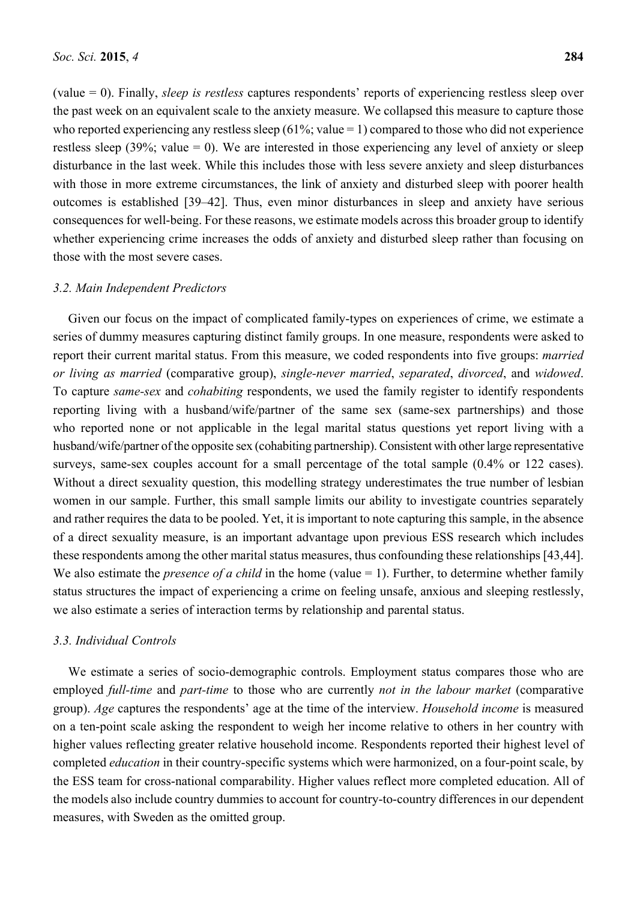(value = 0). Finally, *sleep is restless* captures respondents' reports of experiencing restless sleep over the past week on an equivalent scale to the anxiety measure. We collapsed this measure to capture those who reported experiencing any restless sleep (61%; value = 1) compared to those who did not experience restless sleep (39%; value = 0). We are interested in those experiencing any level of anxiety or sleep disturbance in the last week. While this includes those with less severe anxiety and sleep disturbances with those in more extreme circumstances, the link of anxiety and disturbed sleep with poorer health outcomes is established [39–42]. Thus, even minor disturbances in sleep and anxiety have serious consequences for well-being. For these reasons, we estimate models across this broader group to identify whether experiencing crime increases the odds of anxiety and disturbed sleep rather than focusing on those with the most severe cases.

### 3.2. Main Independent Predictors

Given our focus on the impact of complicated family-types on experiences of crime, we estimate a series of dummy measures capturing distinct family groups. In one measure, respondents were asked to report their current marital status. From this measure, we coded respondents into five groups: *married or living as married* (comparative group), *single-never married*, *separated*, *divorced*, and *widowed*. To capture *same-sex* and *cohabiting* respondents, we used the family register to identify respondents reporting living with a husband/wife/partner of the same sex (same-sex partnerships) and those who reported none or not applicable in the legal marital status questions yet report living with a husband/wife/partner of the opposite sex (cohabiting partnership). Consistent with other large representative surveys, same-sex couples account for a small percentage of the total sample (0.4% or 122 cases). Without a direct sexuality question, this modelling strategy underestimates the true number of lesbian women in our sample. Further, this small sample limits our ability to investigate countries separately and rather requires the data to be pooled. Yet, it is important to note capturing this sample, in the absence of a direct sexuality measure, is an important advantage upon previous ESS research which includes these respondents among the other marital status measures, thus confounding these relationships [43,44]. We also estimate the *presence of a child* in the home (value = 1). Further, to determine whether family status structures the impact of experiencing a crime on feeling unsafe, anxious and sleeping restlessly, we also estimate a series of interaction terms by relationship and parental status.

### 3.3. Individual Controls

We estimate a series of socio-demographic controls. Employment status compares those who are employed *full-time* and *part-time* to those who are currently *not in the labour market* (comparative group). *Age* captures the respondents' age at the time of the interview. *Household income* is measured on a ten-point scale asking the respondent to weigh her income relative to others in her country with higher values reflecting greater relative household income. Respondents reported their highest level of completed *education* in their country-specific systems which were harmonized, on a four-point scale, by the ESS team for cross-national comparability. Higher values reflect more completed education. All of the models also include country dummies to account for country-to-country differences in our dependent measures, with Sweden as the omitted group.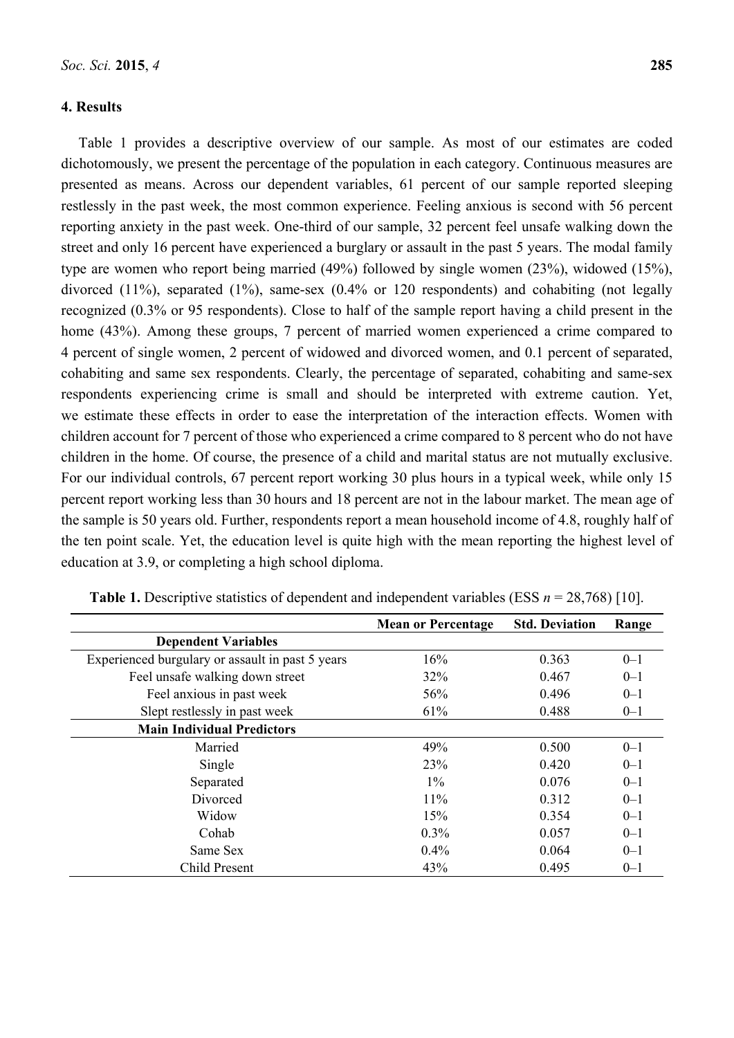## 4. Results

Table 1 provides a descriptive overview of our sample. As most of our estimates are coded dichotomously, we present the percentage of the population in each category. Continuous measures are presented as means. Across our dependent variables, 61 percent of our sample reported sleeping restlessly in the past week, the most common experience. Feeling anxious is second with 56 percent reporting anxiety in the past week. One-third of our sample, 32 percent feel unsafe walking down the street and only 16 percent have experienced a burglary or assault in the past 5 years. The modal family type are women who report being married (49%) followed by single women (23%), widowed (15%), divorced (11%), separated (1%), same-sex (0.4% or 120 respondents) and cohabiting (not legally recognized (0.3% or 95 respondents). Close to half of the sample report having a child present in the home (43%). Among these groups, 7 percent of married women experienced a crime compared to 4 percent of single women, 2 percent of widowed and divorced women, and 0.1 percent of separated, cohabiting and same sex respondents. Clearly, the percentage of separated, cohabiting and same-sex respondents experiencing crime is small and should be interpreted with extreme caution. Yet, we estimate these effects in order to ease the interpretation of the interaction effects. Women with children account for 7 percent of those who experienced a crime compared to 8 percent who do not have children in the home. Of course, the presence of a child and marital status are not mutually exclusive. For our individual controls, 67 percent report working 30 plus hours in a typical week, while only 15 percent report working less than 30 hours and 18 percent are not in the labour market. The mean age of the sample is 50 years old. Further, respondents report a mean household income of 4.8, roughly half of the ten point scale. Yet, the education level is quite high with the mean reporting the highest level of education at 3.9, or completing a high school diploma.

**Table 1.** Descriptive statistics of dependent and independent variables (ESS $n$ = 28,768) [10].

| | Mean or Percentage | Std. Deviation | Range |
|---|---|---|---|
| **Dependent Variables** | | | |
| Experienced burgulary or assault in past 5 years | 16% | 0.363 | 0–1 |
| Feel unsafe walking down street | 32% | 0.467 | 0–1 |
| Feel anxious in past week | 56% | 0.496 | 0–1 |
| Slept restlessly in past week | 61% | 0.488 | 0–1 |
| **Main Individual Predictors** | | | |
| Married | 49% | 0.500 | 0–1 |
| Single | 23% | 0.420 | 0–1 |
| Separated | 1% | 0.076 | 0–1 |
| Divorced | 11% | 0.312 | 0–1 |
| Widow | 15% | 0.354 | 0–1 |
| Cohab | 0.3% | 0.057 | 0–1 |
| Same Sex | 0.4% | 0.064 | 0–1 |
| Child Present | 43% | 0.495 | 0–1 |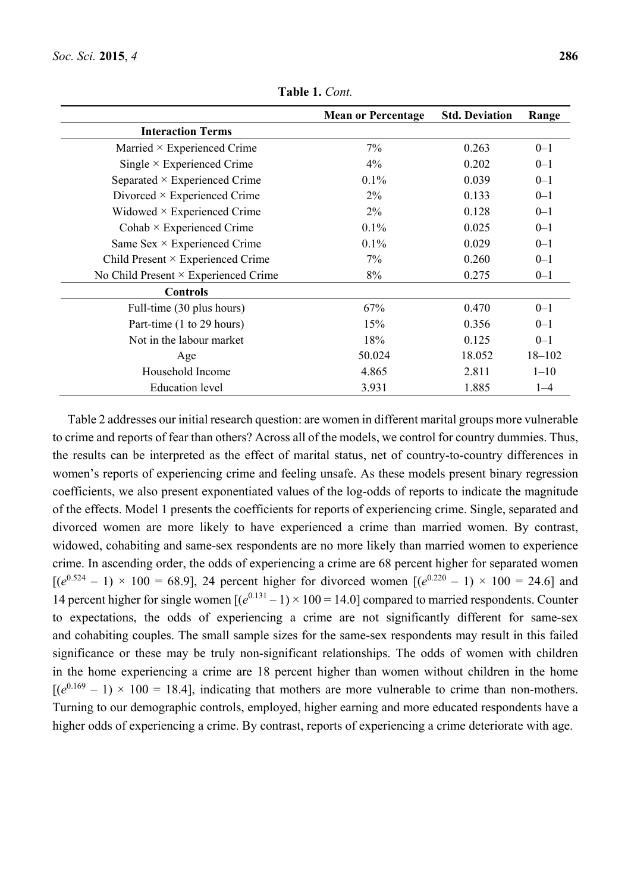**Table 1.** *Cont.*

| | Mean or Percentage | Std. Deviation | Range |
|---|---|---|---|
| **Interaction Terms** | | | |
| Married × Experienced Crime | 7% | 0.263 | 0–1 |
| Single × Experienced Crime | 4% | 0.202 | 0–1 |
| Separated × Experienced Crime | 0.1% | 0.039 | 0–1 |
| Divorced × Experienced Crime | 2% | 0.133 | 0–1 |
| Widowed × Experienced Crime | 2% | 0.128 | 0–1 |
| Cohab × Experienced Crime | 0.1% | 0.025 | 0–1 |
| Same Sex × Experienced Crime | 0.1% | 0.029 | 0–1 |
| Child Present × Experienced Crime | 7% | 0.260 | 0–1 |
| No Child Present × Experienced Crime | 8% | 0.275 | 0–1 |
| **Controls** | | | |
| Full-time (30 plus hours) | 67% | 0.470 | 0–1 |
| Part-time (1 to 29 hours) | 15% | 0.356 | 0–1 |
| Not in the labour market | 18% | 0.125 | 0–1 |
| Age | 50.024 | 18.052 | 18–102 |
| Household Income | 4.865 | 2.811 | 1–10 |
| Education level | 3.931 | 1.885 | 1–4 |

Table 2 addresses our initial research question: are women in different marital groups more vulnerable to crime and reports of fear than others? Across all of the models, we control for country dummies. Thus, the results can be interpreted as the effect of marital status, net of country-to-country differences in women's reports of experiencing crime and feeling unsafe. As these models present binary regression coefficients, we also present exponentiated values of the log-odds of reports to indicate the magnitude of the effects. Model 1 presents the coefficients for reports of experiencing crime. Single, separated and divorced women are more likely to have experienced a crime than married women. By contrast, widowed, cohabiting and same-sex respondents are no more likely than married women to experience crime. In ascending order, the odds of experiencing a crime are 68 percent higher for separated women [$(e^{0.524} - 1) \times 100 = 68.9$], 24 percent higher for divorced women [$(e^{0.220} - 1) \times 100 = 24.6$] and 14 percent higher for single women [$(e^{0.131} - 1) \times 100 = 14.0$] compared to married respondents. Counter to expectations, the odds of experiencing a crime are not significantly different for same-sex and cohabiting couples. The small sample sizes for the same-sex respondents may result in this failed significance or these may be truly non-significant relationships. The odds of women with children in the home experiencing a crime are 18 percent higher than women without children in the home [$(e^{0.169} - 1) \times 100 = 18.4$], indicating that mothers are more vulnerable to crime than non-mothers. Turning to our demographic controls, employed, higher earning and more educated respondents have a higher odds of experiencing a crime. By contrast, reports of experiencing a crime deteriorate with age.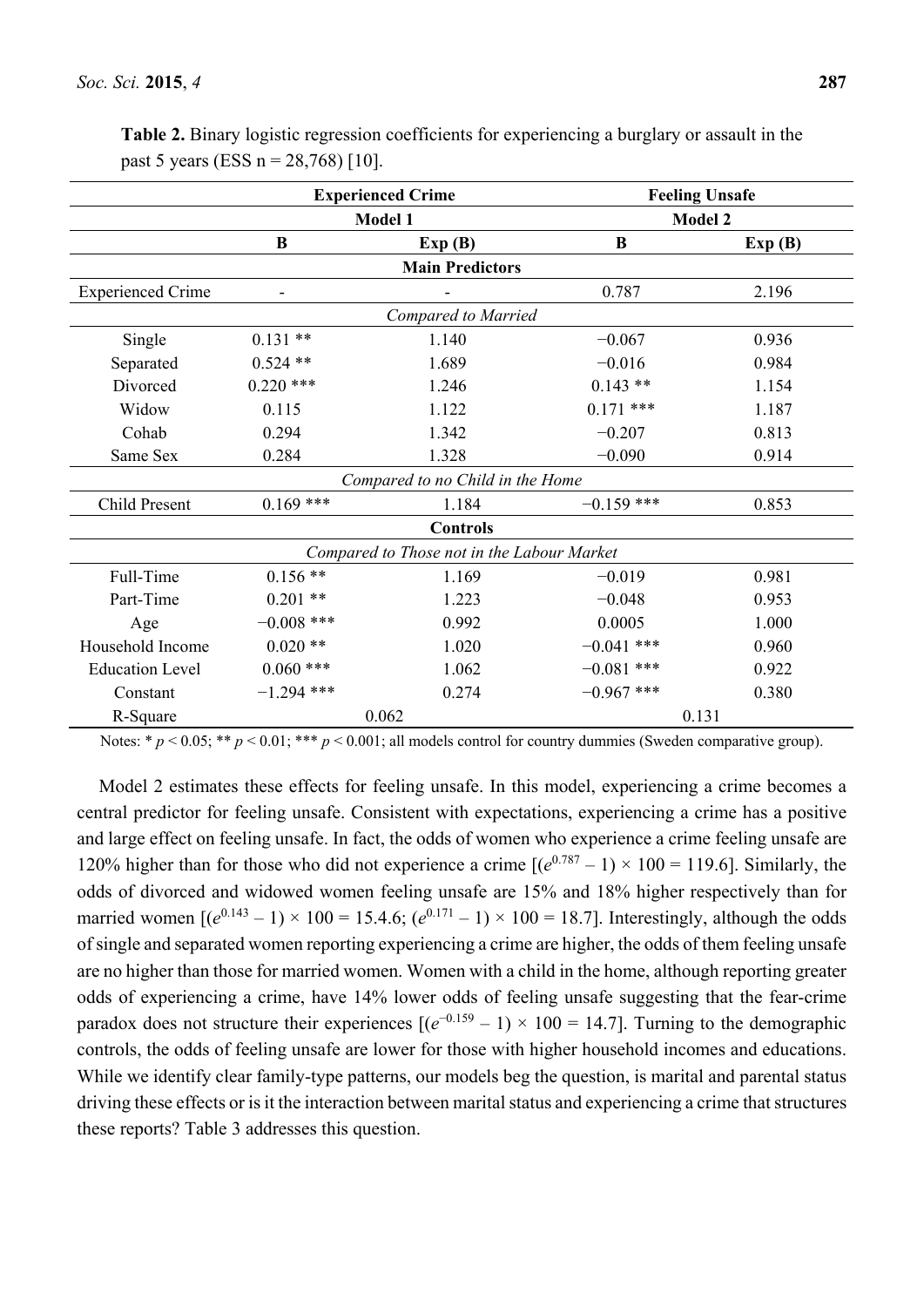**Table 2.** Binary logistic regression coefficients for experiencing a burglary or assault in the past 5 years (ESS n = 28,768) [10].

| | Experienced Crime | | Feeling Unsafe | |
|---|---|---|---|---|
| | Model 1 | | Model 2 | |
| | B | Exp (B) | B | Exp (B) |
| **Main Predictors** | | | | |
| Experienced Crime | - | - | 0.787 | 2.196 |
| *Compared to Married* | | | | |
| Single | 0.131 ** | 1.140 | −0.067 | 0.936 |
| Separated | 0.524 ** | 1.689 | −0.016 | 0.984 |
| Divorced | 0.220 *** | 1.246 | 0.143 ** | 1.154 |
| Widow | 0.115 | 1.122 | 0.171 *** | 1.187 |
| Cohab | 0.294 | 1.342 | −0.207 | 0.813 |
| Same Sex | 0.284 | 1.328 | −0.090 | 0.914 |
| *Compared to no Child in the Home* | | | | |
| Child Present | 0.169 *** | 1.184 | −0.159 *** | 0.853 |
| **Controls** | | | | |
| *Compared to Those not in the Labour Market* | | | | |
| Full-Time | 0.156 ** | 1.169 | −0.019 | 0.981 |
| Part-Time | 0.201 ** | 1.223 | −0.048 | 0.953 |
| Age | −0.008 *** | 0.992 | 0.0005 | 1.000 |
| Household Income | 0.020 ** | 1.020 | −0.041 *** | 0.960 |
| Education Level | 0.060 *** | 1.062 | −0.081 *** | 0.922 |
| Constant | −1.294 *** | 0.274 | −0.967 *** | 0.380 |
| R-Square | 0.062 | | 0.131 | |

Notes: * $p < 0.05$; ** $p < 0.01$; *** $p < 0.001$; all models control for country dummies (Sweden comparative group).

Model 2 estimates these effects for feeling unsafe. In this model, experiencing a crime becomes a central predictor for feeling unsafe. Consistent with expectations, experiencing a crime has a positive and large effect on feeling unsafe. In fact, the odds of women who experience a crime feeling unsafe are 120% higher than for those who did not experience a crime [$(e^{0.787} - 1) \times 100 = 119.6$]. Similarly, the odds of divorced and widowed women feeling unsafe are 15% and 18% higher respectively than for married women [$(e^{0.143} - 1) \times 100 = 15.4.6$; $(e^{0.171} - 1) \times 100 = 18.7$]. Interestingly, although the odds of single and separated women reporting experiencing a crime are higher, the odds of them feeling unsafe are no higher than those for married women. Women with a child in the home, although reporting greater odds of experiencing a crime, have 14% lower odds of feeling unsafe suggesting that the fear-crime paradox does not structure their experiences [$(e^{-0.159} - 1) \times 100 = 14.7$]. Turning to the demographic controls, the odds of feeling unsafe are lower for those with higher household incomes and educations. While we identify clear family-type patterns, our models beg the question, is marital and parental status driving these effects or is it the interaction between marital status and experiencing a crime that structures these reports? Table 3 addresses this question.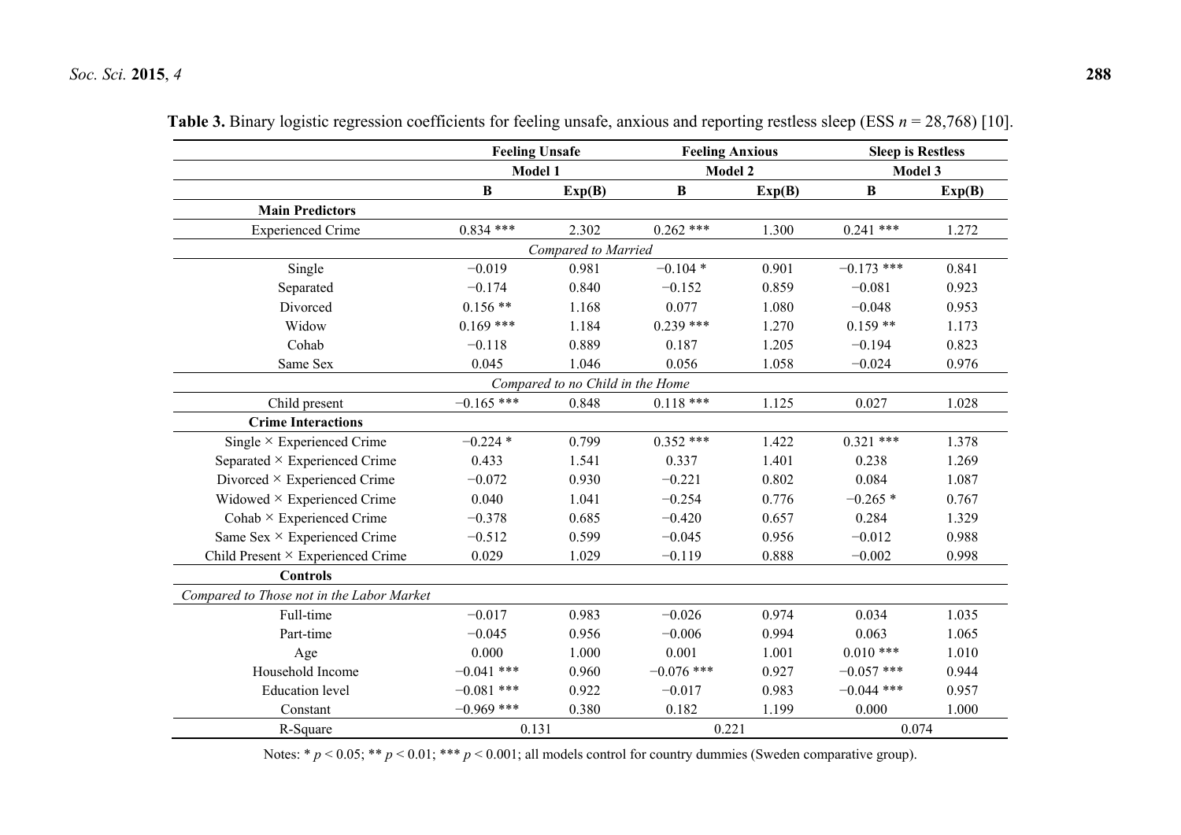**Table 3.** Binary logistic regression coefficients for feeling unsafe, anxious and reporting restless sleep (ESS $n$ = 28,768) [10].

| | Feeling Unsafe | | Feeling Anxious | | Sleep is Restless | |
|---|---|---|---|---|---|---|
| | Model 1 | | Model 2 | | Model 3 | |
| | B | Exp(B) | B | Exp(B) | B | Exp(B) |
| **Main Predictors** | | | | | | |
| Experienced Crime | 0.834 *** | 2.302 | 0.262 *** | 1.300 | 0.241 *** | 1.272 |
| *Compared to Married* | | | | | | |
| Single | −0.019 | 0.981 | −0.104 * | 0.901 | −0.173 *** | 0.841 |
| Separated | −0.174 | 0.840 | −0.152 | 0.859 | −0.081 | 0.923 |
| Divorced | 0.156 ** | 1.168 | 0.077 | 1.080 | −0.048 | 0.953 |
| Widow | 0.169 *** | 1.184 | 0.239 *** | 1.270 | 0.159 ** | 1.173 |
| Cohab | −0.118 | 0.889 | 0.187 | 1.205 | −0.194 | 0.823 |
| Same Sex | 0.045 | 1.046 | 0.056 | 1.058 | −0.024 | 0.976 |
| *Compared to no Child in the Home* | | | | | | |
| Child present | −0.165 *** | 0.848 | 0.118 *** | 1.125 | 0.027 | 1.028 |
| **Crime Interactions** | | | | | | |
| Single × Experienced Crime | −0.224 * | 0.799 | 0.352 *** | 1.422 | 0.321 *** | 1.378 |
| Separated × Experienced Crime | 0.433 | 1.541 | 0.337 | 1.401 | 0.238 | 1.269 |
| Divorced × Experienced Crime | −0.072 | 0.930 | −0.221 | 0.802 | 0.084 | 1.087 |
| Widowed × Experienced Crime | 0.040 | 1.041 | −0.254 | 0.776 | −0.265 * | 0.767 |
| Cohab × Experienced Crime | −0.378 | 0.685 | −0.420 | 0.657 | 0.284 | 1.329 |
| Same Sex × Experienced Crime | −0.512 | 0.599 | −0.045 | 0.956 | −0.012 | 0.988 |
| Child Present × Experienced Crime | 0.029 | 1.029 | −0.119 | 0.888 | −0.002 | 0.998 |
| **Controls** | | | | | | |
| *Compared to Those not in the Labor Market* | | | | | | |
| Full-time | −0.017 | 0.983 | −0.026 | 0.974 | 0.034 | 1.035 |
| Part-time | −0.045 | 0.956 | −0.006 | 0.994 | 0.063 | 1.065 |
| Age | 0.000 | 1.000 | 0.001 | 1.001 | 0.010 *** | 1.010 |
| Household Income | −0.041 *** | 0.960 | −0.076 *** | 0.927 | −0.057 *** | 0.944 |
| Education level | −0.081 *** | 0.922 | −0.017 | 0.983 | −0.044 *** | 0.957 |
| Constant | −0.969 *** | 0.380 | 0.182 | 1.199 | 0.000 | 1.000 |
| R-Square | 0.131 | | 0.221 | | 0.074 | |

Notes: * $p < 0.05$; ** $p < 0.01$; *** $p < 0.001$; all models control for country dummies (Sweden comparative group).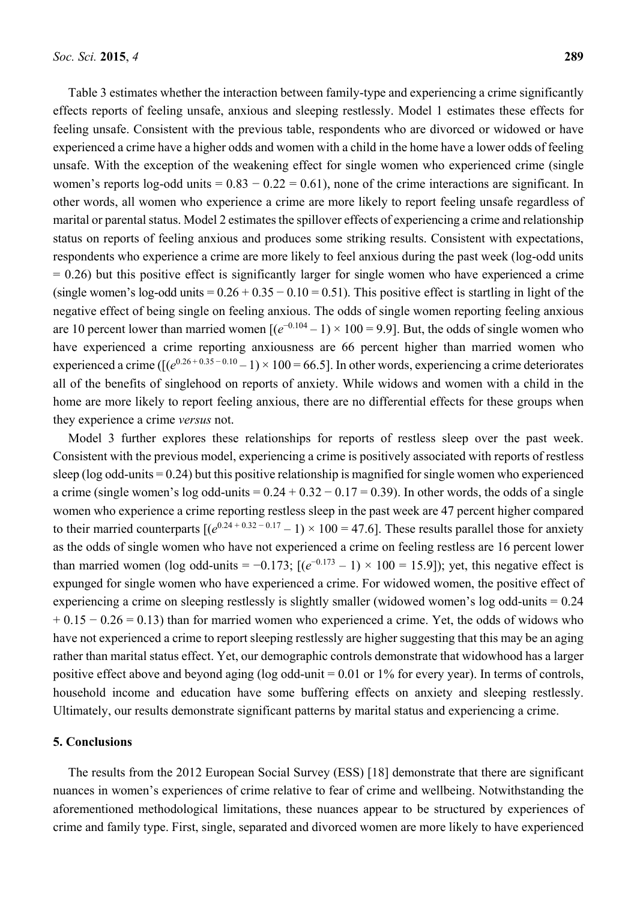Table 3 estimates whether the interaction between family-type and experiencing a crime significantly effects reports of feeling unsafe, anxious and sleeping restlessly. Model 1 estimates these effects for feeling unsafe. Consistent with the previous table, respondents who are divorced or widowed or have experienced a crime have a higher odds and women with a child in the home have a lower odds of feeling unsafe. With the exception of the weakening effect for single women who experienced crime (single women's reports log-odd units = 0.83 − 0.22 = 0.61), none of the crime interactions are significant. In other words, all women who experience a crime are more likely to report feeling unsafe regardless of marital or parental status. Model 2 estimates the spillover effects of experiencing a crime and relationship status on reports of feeling anxious and produces some striking results. Consistent with expectations, respondents who experience a crime are more likely to feel anxious during the past week (log-odd units = 0.26) but this positive effect is significantly larger for single women who have experienced a crime (single women's log-odd units = 0.26 + 0.35 − 0.10 = 0.51). This positive effect is startling in light of the negative effect of being single on feeling anxious. The odds of single women reporting feeling anxious are 10 percent lower than married women [$(e^{-0.104} - 1) \times 100 = 9.9$]. But, the odds of single women who have experienced a crime reporting anxiousness are 66 percent higher than married women who experienced a crime ([$(e^{0.26 + 0.35 - 0.10} - 1) \times 100 = 66.5$]. In other words, experiencing a crime deteriorates all of the benefits of singlehood on reports of anxiety. While widows and women with a child in the home are more likely to report feeling anxious, there are no differential effects for these groups when they experience a crime *versus* not.

Model 3 further explores these relationships for reports of restless sleep over the past week. Consistent with the previous model, experiencing a crime is positively associated with reports of restless sleep (log odd-units = 0.24) but this positive relationship is magnified for single women who experienced a crime (single women's log odd-units = 0.24 + 0.32 − 0.17 = 0.39). In other words, the odds of a single women who experience a crime reporting restless sleep in the past week are 47 percent higher compared to their married counterparts [$(e^{0.24 + 0.32 - 0.17} - 1) \times 100 = 47.6$]. These results parallel those for anxiety as the odds of single women who have not experienced a crime on feeling restless are 16 percent lower than married women (log odd-units = −0.173; [$(e^{-0.173} - 1) \times 100 = 15.9$]); yet, this negative effect is expunged for single women who have experienced a crime. For widowed women, the positive effect of experiencing a crime on sleeping restlessly is slightly smaller (widowed women's log odd-units = 0.24 + 0.15 − 0.26 = 0.13) than for married women who experienced a crime. Yet, the odds of widows who have not experienced a crime to report sleeping restlessly are higher suggesting that this may be an aging rather than marital status effect. Yet, our demographic controls demonstrate that widowhood has a larger positive effect above and beyond aging (log odd-unit = 0.01 or 1% for every year). In terms of controls, household income and education have some buffering effects on anxiety and sleeping restlessly. Ultimately, our results demonstrate significant patterns by marital status and experiencing a crime.

## 5. Conclusions

The results from the 2012 European Social Survey (ESS) [18] demonstrate that there are significant nuances in women's experiences of crime relative to fear of crime and wellbeing. Notwithstanding the aforementioned methodological limitations, these nuances appear to be structured by experiences of crime and family type. First, single, separated and divorced women are more likely to have experienced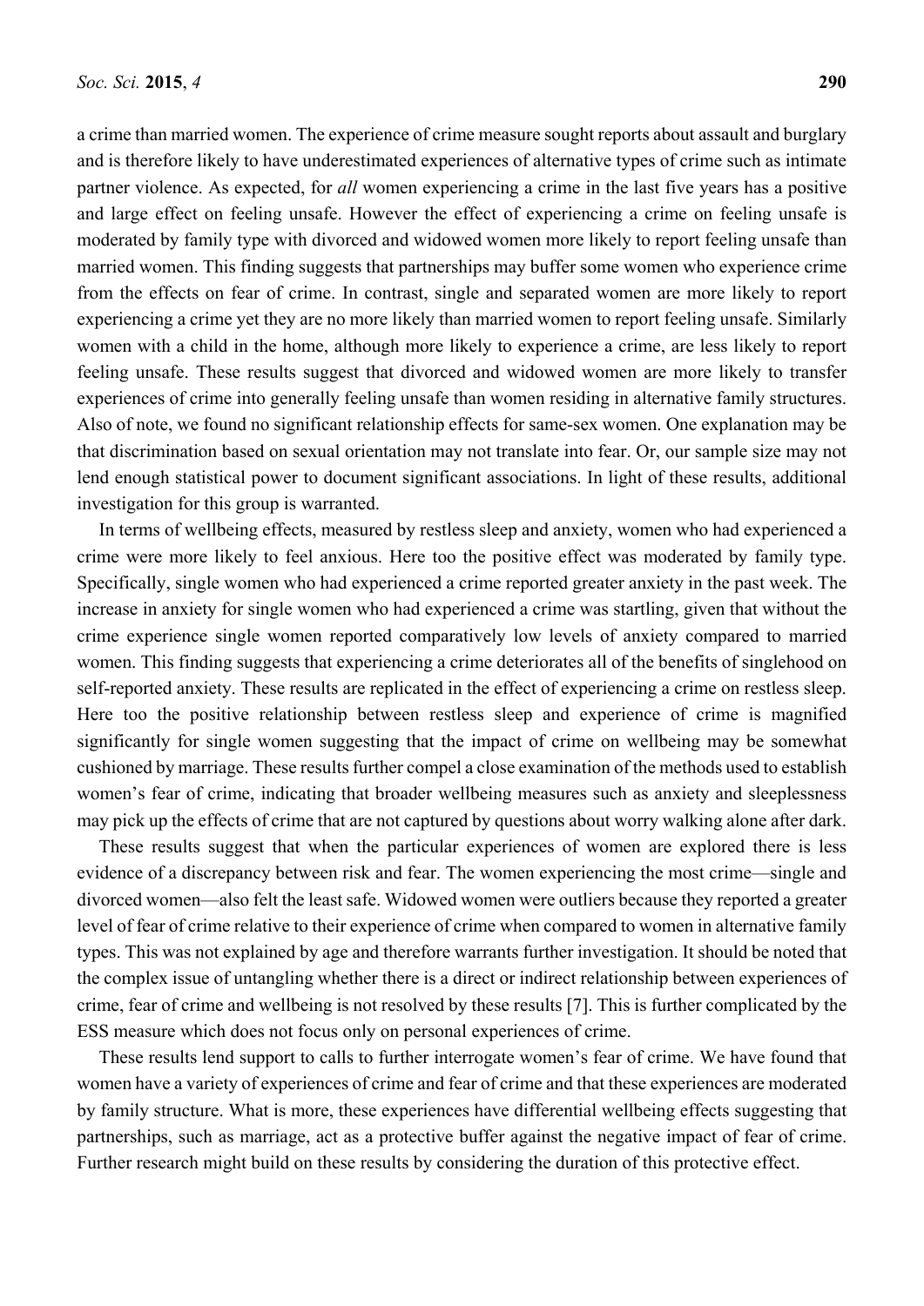a crime than married women. The experience of crime measure sought reports about assault and burglary and is therefore likely to have underestimated experiences of alternative types of crime such as intimate partner violence. As expected, for *all* women experiencing a crime in the last five years has a positive and large effect on feeling unsafe. However the effect of experiencing a crime on feeling unsafe is moderated by family type with divorced and widowed women more likely to report feeling unsafe than married women. This finding suggests that partnerships may buffer some women who experience crime from the effects on fear of crime. In contrast, single and separated women are more likely to report experiencing a crime yet they are no more likely than married women to report feeling unsafe. Similarly women with a child in the home, although more likely to experience a crime, are less likely to report feeling unsafe. These results suggest that divorced and widowed women are more likely to transfer experiences of crime into generally feeling unsafe than women residing in alternative family structures. Also of note, we found no significant relationship effects for same-sex women. One explanation may be that discrimination based on sexual orientation may not translate into fear. Or, our sample size may not lend enough statistical power to document significant associations. In light of these results, additional investigation for this group is warranted.

In terms of wellbeing effects, measured by restless sleep and anxiety, women who had experienced a crime were more likely to feel anxious. Here too the positive effect was moderated by family type. Specifically, single women who had experienced a crime reported greater anxiety in the past week. The increase in anxiety for single women who had experienced a crime was startling, given that without the crime experience single women reported comparatively low levels of anxiety compared to married women. This finding suggests that experiencing a crime deteriorates all of the benefits of singlehood on self-reported anxiety. These results are replicated in the effect of experiencing a crime on restless sleep. Here too the positive relationship between restless sleep and experience of crime is magnified significantly for single women suggesting that the impact of crime on wellbeing may be somewhat cushioned by marriage. These results further compel a close examination of the methods used to establish women's fear of crime, indicating that broader wellbeing measures such as anxiety and sleeplessness may pick up the effects of crime that are not captured by questions about worry walking alone after dark.

These results suggest that when the particular experiences of women are explored there is less evidence of a discrepancy between risk and fear. The women experiencing the most crime—single and divorced women—also felt the least safe. Widowed women were outliers because they reported a greater level of fear of crime relative to their experience of crime when compared to women in alternative family types. This was not explained by age and therefore warrants further investigation. It should be noted that the complex issue of untangling whether there is a direct or indirect relationship between experiences of crime, fear of crime and wellbeing is not resolved by these results [7]. This is further complicated by the ESS measure which does not focus only on personal experiences of crime.

These results lend support to calls to further interrogate women's fear of crime. We have found that women have a variety of experiences of crime and fear of crime and that these experiences are moderated by family structure. What is more, these experiences have differential wellbeing effects suggesting that partnerships, such as marriage, act as a protective buffer against the negative impact of fear of crime. Further research might build on these results by considering the duration of this protective effect.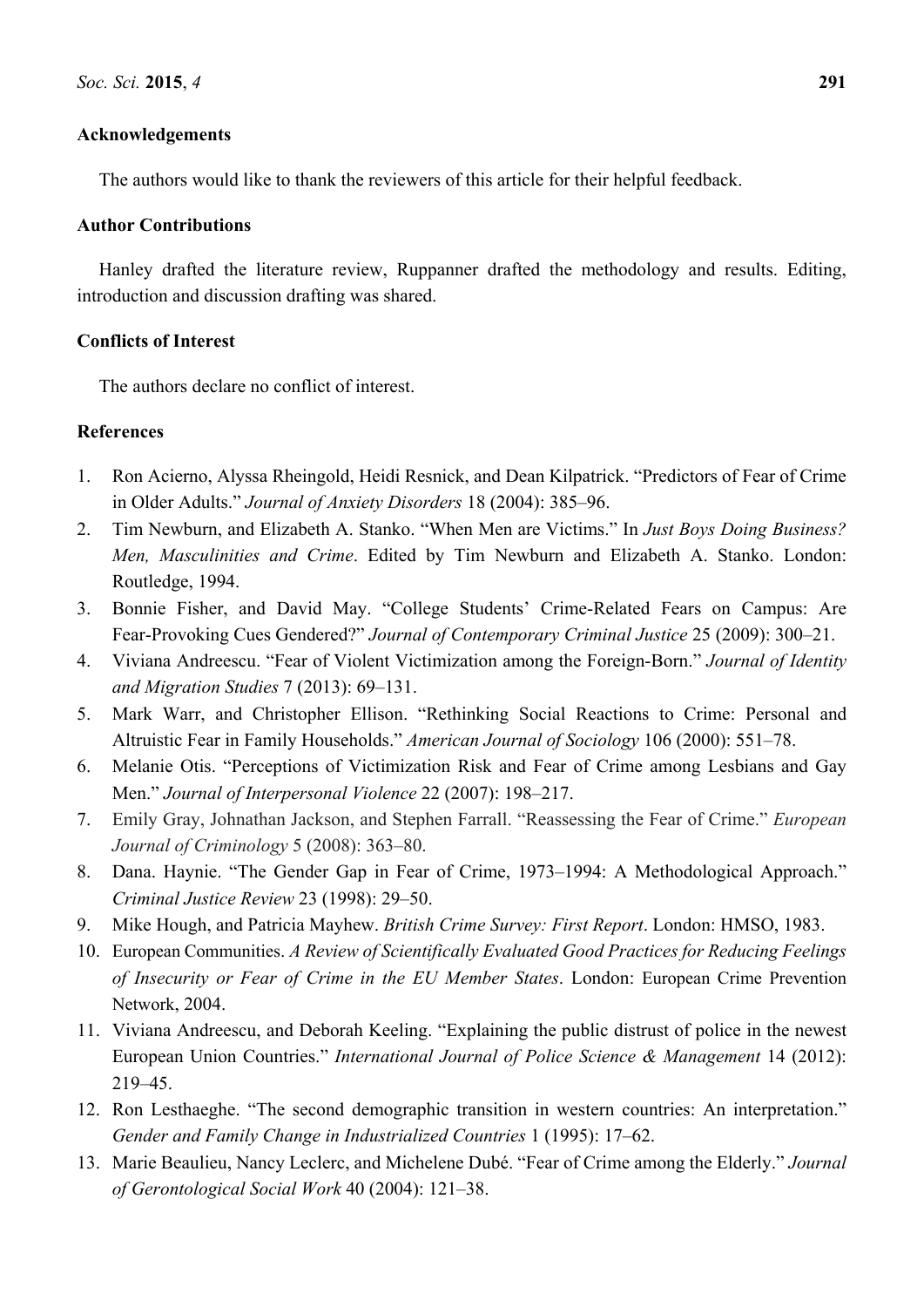## Acknowledgements

The authors would like to thank the reviewers of this article for their helpful feedback.

## Author Contributions

Hanley drafted the literature review, Ruppanner drafted the methodology and results. Editing, introduction and discussion drafting was shared.

## Conflicts of Interest

The authors declare no conflict of interest.

## References

1. Ron Acierno, Alyssa Rheingold, Heidi Resnick, and Dean Kilpatrick. "Predictors of Fear of Crime in Older Adults." *Journal of Anxiety Disorders* 18 (2004): 385–96.
2. Tim Newburn, and Elizabeth A. Stanko. "When Men are Victims." In *Just Boys Doing Business? Men, Masculinities and Crime*. Edited by Tim Newburn and Elizabeth A. Stanko. London: Routledge, 1994.
3. Bonnie Fisher, and David May. "College Students' Crime-Related Fears on Campus: Are Fear-Provoking Cues Gendered?" *Journal of Contemporary Criminal Justice* 25 (2009): 300–21.
4. Viviana Andreescu. "Fear of Violent Victimization among the Foreign-Born." *Journal of Identity and Migration Studies* 7 (2013): 69–131.
5. Mark Warr, and Christopher Ellison. "Rethinking Social Reactions to Crime: Personal and Altruistic Fear in Family Households." *American Journal of Sociology* 106 (2000): 551–78.
6. Melanie Otis. "Perceptions of Victimization Risk and Fear of Crime among Lesbians and Gay Men." *Journal of Interpersonal Violence* 22 (2007): 198–217.
7. Emily Gray, Johnathan Jackson, and Stephen Farrall. "Reassessing the Fear of Crime." *European Journal of Criminology* 5 (2008): 363–80.
8. Dana. Haynie. "The Gender Gap in Fear of Crime, 1973–1994: A Methodological Approach." *Criminal Justice Review* 23 (1998): 29–50.
9. Mike Hough, and Patricia Mayhew. *British Crime Survey: First Report*. London: HMSO, 1983.
10. European Communities. *A Review of Scientifically Evaluated Good Practices for Reducing Feelings of Insecurity or Fear of Crime in the EU Member States*. London: European Crime Prevention Network, 2004.
11. Viviana Andreescu, and Deborah Keeling. "Explaining the public distrust of police in the newest European Union Countries." *International Journal of Police Science & Management* 14 (2012): 219–45.
12. Ron Lesthaeghe. "The second demographic transition in western countries: An interpretation." *Gender and Family Change in Industrialized Countries* 1 (1995): 17–62.
13. Marie Beaulieu, Nancy Leclerc, and Michelene Dubé. "Fear of Crime among the Elderly." *Journal of Gerontological Social Work* 40 (2004): 121–38.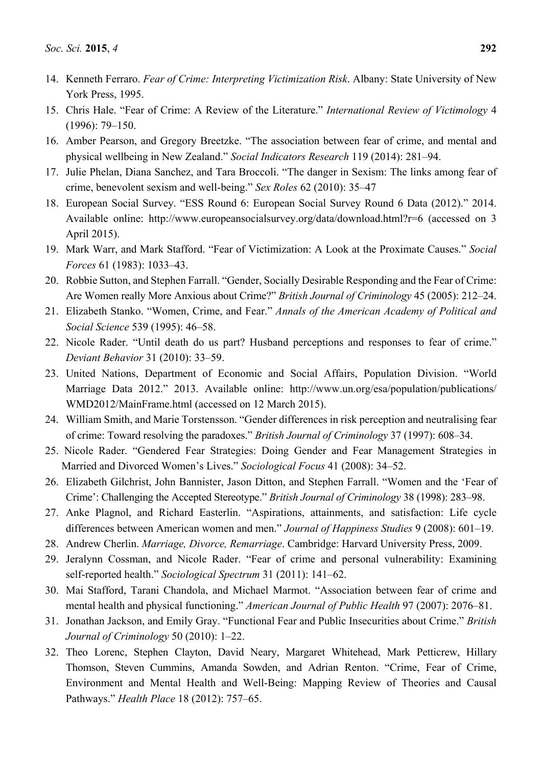14. Kenneth Ferraro. *Fear of Crime: Interpreting Victimization Risk*. Albany: State University of New York Press, 1995.
15. Chris Hale. "Fear of Crime: A Review of the Literature." *International Review of Victimology* 4 (1996): 79–150.
16. Amber Pearson, and Gregory Breetzke. "The association between fear of crime, and mental and physical wellbeing in New Zealand." *Social Indicators Research* 119 (2014): 281–94.
17. Julie Phelan, Diana Sanchez, and Tara Broccoli. "The danger in Sexism: The links among fear of crime, benevolent sexism and well-being." *Sex Roles* 62 (2010): 35–47
18. European Social Survey. "ESS Round 6: European Social Survey Round 6 Data (2012)." 2014. Available online: http://www.europeansocialsurvey.org/data/download.html?r=6 (accessed on 3 April 2015).
19. Mark Warr, and Mark Stafford. "Fear of Victimization: A Look at the Proximate Causes." *Social Forces* 61 (1983): 1033–43.
20. Robbie Sutton, and Stephen Farrall. "Gender, Socially Desirable Responding and the Fear of Crime: Are Women really More Anxious about Crime?" *British Journal of Criminology* 45 (2005): 212–24.
21. Elizabeth Stanko. "Women, Crime, and Fear." *Annals of the American Academy of Political and Social Science* 539 (1995): 46–58.
22. Nicole Rader. "Until death do us part? Husband perceptions and responses to fear of crime." *Deviant Behavior* 31 (2010): 33–59.
23. United Nations, Department of Economic and Social Affairs, Population Division. "World Marriage Data 2012." 2013. Available online: http://www.un.org/esa/population/publications/WMD2012/MainFrame.html (accessed on 12 March 2015).
24. William Smith, and Marie Torstensson. "Gender differences in risk perception and neutralising fear of crime: Toward resolving the paradoxes." *British Journal of Criminology* 37 (1997): 608–34.
25. Nicole Rader. "Gendered Fear Strategies: Doing Gender and Fear Management Strategies in Married and Divorced Women's Lives." *Sociological Focus* 41 (2008): 34–52.
26. Elizabeth Gilchrist, John Bannister, Jason Ditton, and Stephen Farrall. "Women and the 'Fear of Crime': Challenging the Accepted Stereotype." *British Journal of Criminology* 38 (1998): 283–98.
27. Anke Plagnol, and Richard Easterlin. "Aspirations, attainments, and satisfaction: Life cycle differences between American women and men." *Journal of Happiness Studies* 9 (2008): 601–19.
28. Andrew Cherlin. *Marriage, Divorce, Remarriage*. Cambridge: Harvard University Press, 2009.
29. Jeralynn Cossman, and Nicole Rader. "Fear of crime and personal vulnerability: Examining self-reported health." *Sociological Spectrum* 31 (2011): 141–62.
30. Mai Stafford, Tarani Chandola, and Michael Marmot. "Association between fear of crime and mental health and physical functioning." *American Journal of Public Health* 97 (2007): 2076–81.
31. Jonathan Jackson, and Emily Gray. "Functional Fear and Public Insecurities about Crime." *British Journal of Criminology* 50 (2010): 1–22.
32. Theo Lorenc, Stephen Clayton, David Neary, Margaret Whitehead, Mark Petticrew, Hillary Thomson, Steven Cummins, Amanda Sowden, and Adrian Renton. "Crime, Fear of Crime, Environment and Mental Health and Well-Being: Mapping Review of Theories and Causal Pathways." *Health Place* 18 (2012): 757–65.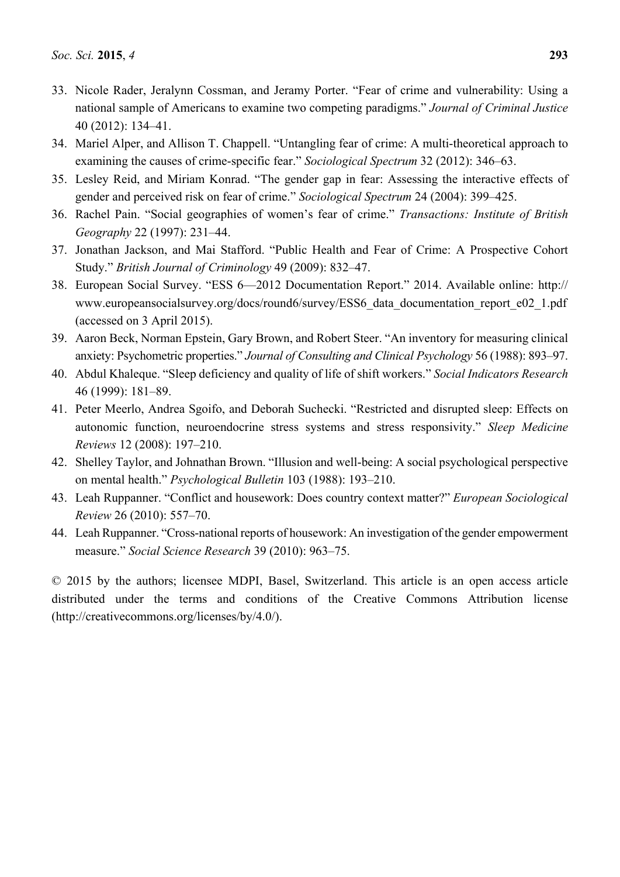33. Nicole Rader, Jeralynn Cossman, and Jeramy Porter. "Fear of crime and vulnerability: Using a national sample of Americans to examine two competing paradigms." *Journal of Criminal Justice* 40 (2012): 134–41.
34. Mariel Alper, and Allison T. Chappell. "Untangling fear of crime: A multi-theoretical approach to examining the causes of crime-specific fear." *Sociological Spectrum* 32 (2012): 346–63.
35. Lesley Reid, and Miriam Konrad. "The gender gap in fear: Assessing the interactive effects of gender and perceived risk on fear of crime." *Sociological Spectrum* 24 (2004): 399–425.
36. Rachel Pain. "Social geographies of women's fear of crime." *Transactions: Institute of British Geography* 22 (1997): 231–44.
37. Jonathan Jackson, and Mai Stafford. "Public Health and Fear of Crime: A Prospective Cohort Study." *British Journal of Criminology* 49 (2009): 832–47.
38. European Social Survey. "ESS 6—2012 Documentation Report." 2014. Available online: http://www.europeansocialsurvey.org/docs/round6/survey/ESS6_data_documentation_report_e02_1.pdf (accessed on 3 April 2015).
39. Aaron Beck, Norman Epstein, Gary Brown, and Robert Steer. "An inventory for measuring clinical anxiety: Psychometric properties." *Journal of Consulting and Clinical Psychology* 56 (1988): 893–97.
40. Abdul Khaleque. "Sleep deficiency and quality of life of shift workers." *Social Indicators Research* 46 (1999): 181–89.
41. Peter Meerlo, Andrea Sgoifo, and Deborah Suchecki. "Restricted and disrupted sleep: Effects on autonomic function, neuroendocrine stress systems and stress responsivity." *Sleep Medicine Reviews* 12 (2008): 197–210.
42. Shelley Taylor, and Johnathan Brown. "Illusion and well-being: A social psychological perspective on mental health." *Psychological Bulletin* 103 (1988): 193–210.
43. Leah Ruppanner. "Conflict and housework: Does country context matter?" *European Sociological Review* 26 (2010): 557–70.
44. Leah Ruppanner. "Cross-national reports of housework: An investigation of the gender empowerment measure." *Social Science Research* 39 (2010): 963–75.

© 2015 by the authors; licensee MDPI, Basel, Switzerland. This article is an open access article distributed under the terms and conditions of the Creative Commons Attribution license (http://creativecommons.org/licenses/by/4.0/).